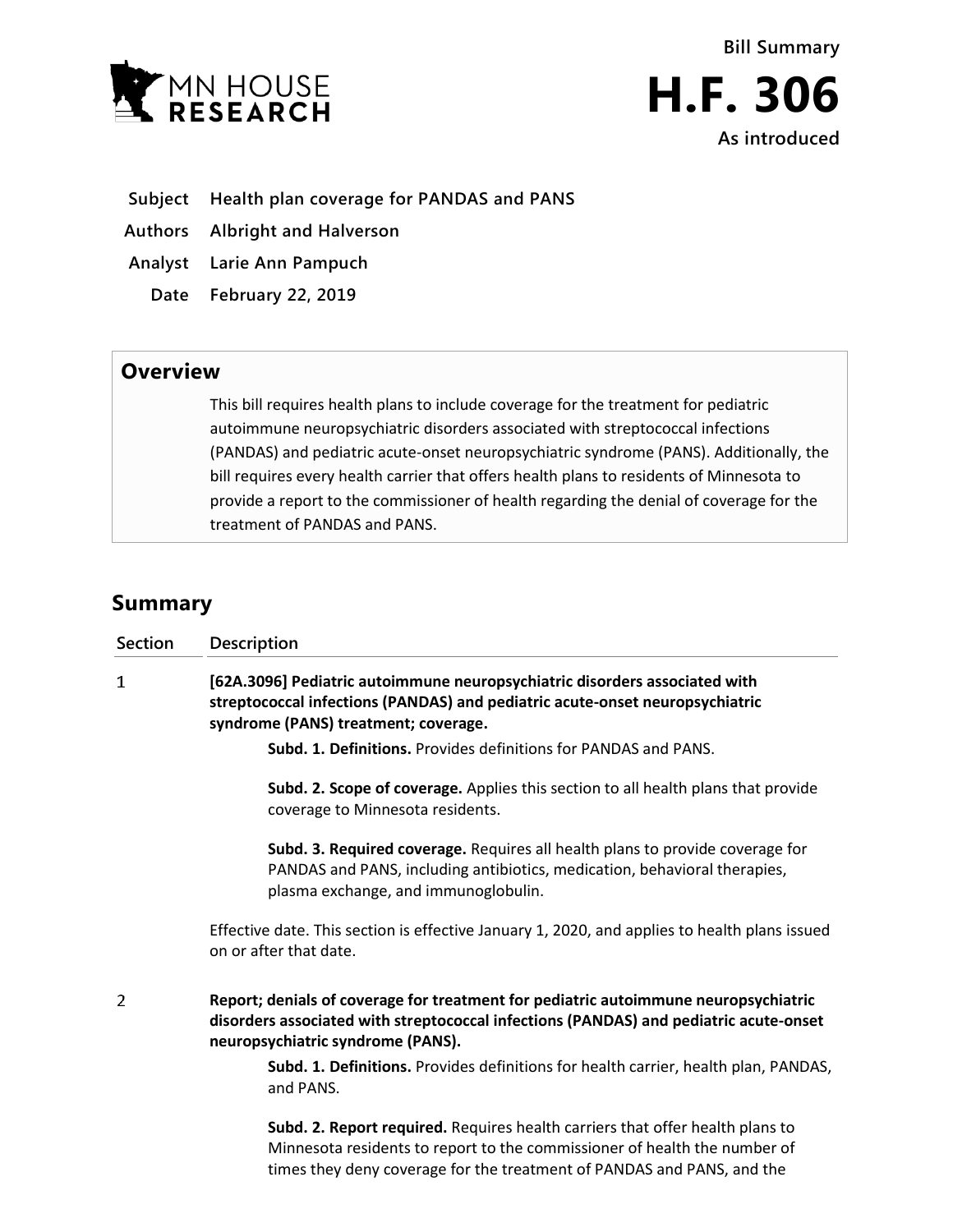Bill Summary

# H.F. 306

**As introduced**

**Subject** Health plan coverage for PANDAS and PANS

**Authors** Albright and Halverson

**Analyst** Larie Ann Pampuch

**Date** February 22, 2019

## Overview

This bill requires health plans to include coverage for the treatment for pediatric autoimmune neuropsychiatric disorders associated with streptococcal infections (PANDAS) and pediatric acute-onset neuropsychiatric syndrome (PANS). Additionally, the bill requires every health carrier that offers health plans to residents of Minnesota to provide a report to the commissioner of health regarding the denial of coverage for the treatment of PANDAS and PANS.

## Summary

| Section | Description |
|---|---|
| 1 | **[62A.3096] Pediatric autoimmune neuropsychiatric disorders associated with streptococcal infections (PANDAS) and pediatric acute-onset neuropsychiatric syndrome (PANS) treatment; coverage.**<br><br>**Subd. 1. Definitions.** Provides definitions for PANDAS and PANS.<br><br>**Subd. 2. Scope of coverage.** Applies this section to all health plans that provide coverage to Minnesota residents.<br><br>**Subd. 3. Required coverage.** Requires all health plans to provide coverage for PANDAS and PANS, including antibiotics, medication, behavioral therapies, plasma exchange, and immunoglobulin.<br><br>Effective date. This section is effective January 1, 2020, and applies to health plans issued on or after that date. |
| 2 | **Report; denials of coverage for treatment for pediatric autoimmune neuropsychiatric disorders associated with streptococcal infections (PANDAS) and pediatric acute-onset neuropsychiatric syndrome (PANS).**<br><br>**Subd. 1. Definitions.** Provides definitions for health carrier, health plan, PANDAS, and PANS.<br><br>**Subd. 2. Report required.** Requires health carriers that offer health plans to Minnesota residents to report to the commissioner of health the number of times they deny coverage for the treatment of PANDAS and PANS, and the |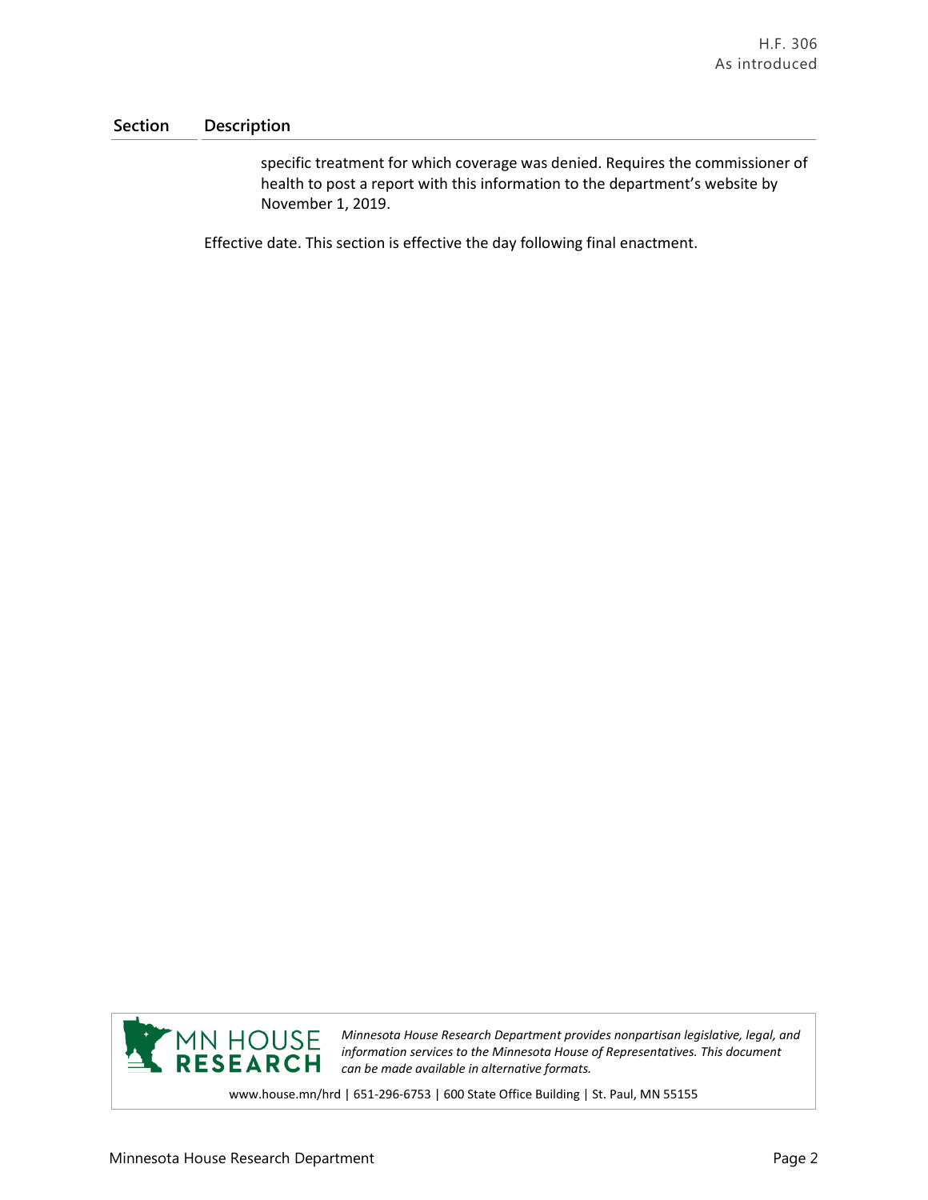| Section | Description |
|---|---|
| | specific treatment for which coverage was denied. Requires the commissioner of health to post a report with this information to the department's website by November 1, 2019. |
| | Effective date. This section is effective the day following final enactment. |

*Minnesota House Research Department provides nonpartisan legislative, legal, and information services to the Minnesota House of Representatives. This document can be made available in alternative formats.*

www.house.mn/hrd | 651-296-6753 | 600 State Office Building | St. Paul, MN 55155